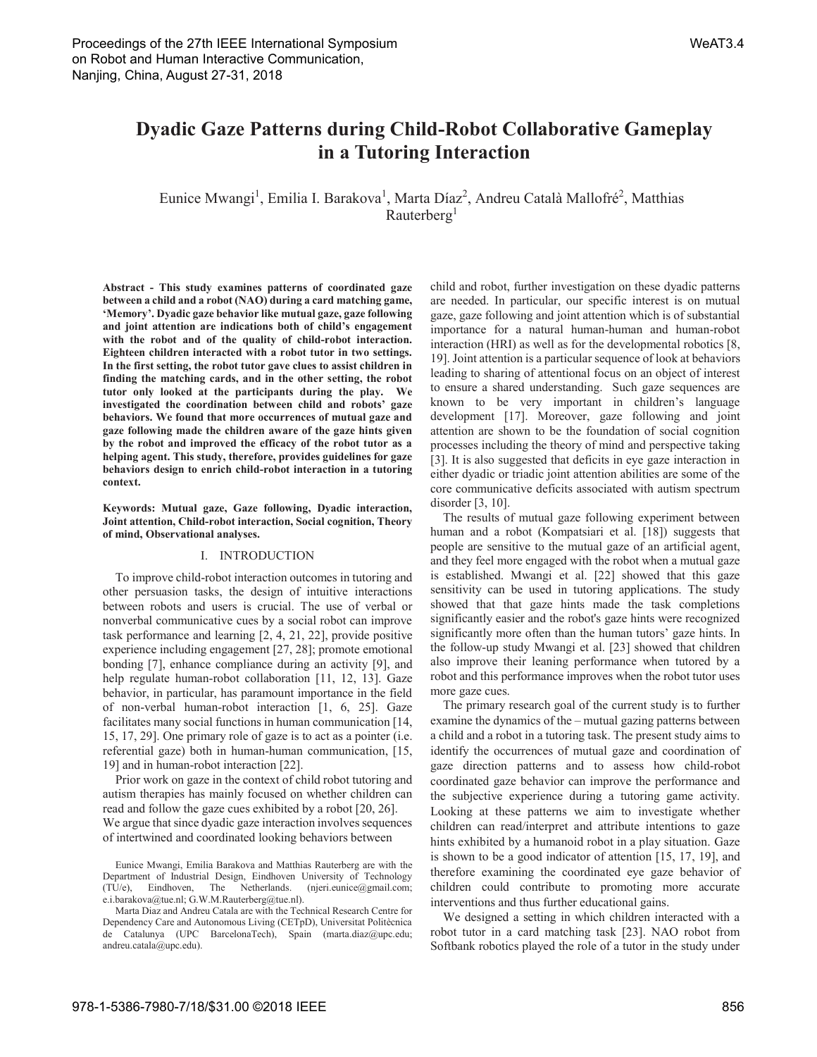# Dyadic Gaze Patterns during Child-Robot Collaborative Gameplay in a Tutoring Interaction

Eunice Mwangi[1], Emilia I. Barakova[1], Marta Díaz[2], Andreu Català Mallofré[2], Matthias Rauterberg[1]

**Abstract - This study examines patterns of coordinated gaze between a child and a robot (NAO) during a card matching game, 'Memory'. Dyadic gaze behavior like mutual gaze, gaze following and joint attention are indications both of child's engagement with the robot and of the quality of child-robot interaction. Eighteen children interacted with a robot tutor in two settings. In the first setting, the robot tutor gave clues to assist children in finding the matching cards, and in the other setting, the robot tutor only looked at the participants during the play. We investigated the coordination between child and robots' gaze behaviors. We found that more occurrences of mutual gaze and gaze following made the children aware of the gaze hints given by the robot and improved the efficacy of the robot tutor as a helping agent. This study, therefore, provides guidelines for gaze behaviors design to enrich child-robot interaction in a tutoring context.**

**Keywords: Mutual gaze, Gaze following, Dyadic interaction, Joint attention, Child-robot interaction, Social cognition, Theory of mind, Observational analyses.**

## I. INTRODUCTION

To improve child-robot interaction outcomes in tutoring and other persuasion tasks, the design of intuitive interactions between robots and users is crucial. The use of verbal or nonverbal communicative cues by a social robot can improve task performance and learning [2, 4, 21, 22], provide positive experience including engagement [27, 28]; promote emotional bonding [7], enhance compliance during an activity [9], and help regulate human-robot collaboration [11, 12, 13]. Gaze behavior, in particular, has paramount importance in the field of non-verbal human-robot interaction [1, 6, 25]. Gaze facilitates many social functions in human communication [14, 15, 17, 29]. One primary role of gaze is to act as a pointer (i.e. referential gaze) both in human-human communication, [15, 19] and in human-robot interaction [22].

Prior work on gaze in the context of child robot tutoring and autism therapies has mainly focused on whether children can read and follow the gaze cues exhibited by a robot [20, 26]. We argue that since dyadic gaze interaction involves sequences of intertwined and coordinated looking behaviors between child and robot, further investigation on these dyadic patterns are needed. In particular, our specific interest is on mutual gaze, gaze following and joint attention which is of substantial importance for a natural human-human and human-robot interaction (HRI) as well as for the developmental robotics [8, 19]. Joint attention is a particular sequence of look at behaviors leading to sharing of attentional focus on an object of interest to ensure a shared understanding. Such gaze sequences are known to be very important in children's language development [17]. Moreover, gaze following and joint attention are shown to be the foundation of social cognition processes including the theory of mind and perspective taking [3]. It is also suggested that deficits in eye gaze interaction in either dyadic or triadic joint attention abilities are some of the core communicative deficits associated with autism spectrum disorder [3, 10].

The results of mutual gaze following experiment between human and a robot (Kompatsiari et al. [18]) suggests that people are sensitive to the mutual gaze of an artificial agent, and they feel more engaged with the robot when a mutual gaze is established. Mwangi et al. [22] showed that this gaze sensitivity can be used in tutoring applications. The study showed that that gaze hints made the task completions significantly easier and the robot's gaze hints were recognized significantly more often than the human tutors' gaze hints. In the follow-up study Mwangi et al. [23] showed that children also improve their leaning performance when tutored by a robot and this performance improves when the robot tutor uses more gaze cues.

The primary research goal of the current study is to further examine the dynamics of the – mutual gazing patterns between a child and a robot in a tutoring task. The present study aims to identify the occurrences of mutual gaze and coordination of gaze direction patterns and to assess how child-robot coordinated gaze behavior can improve the performance and the subjective experience during a tutoring game activity. Looking at these patterns we aim to investigate whether children can read/interpret and attribute intentions to gaze hints exhibited by a humanoid robot in a play situation. Gaze is shown to be a good indicator of attention [15, 17, 19], and therefore examining the coordinated eye gaze behavior of children could contribute to promoting more accurate interventions and thus further educational gains.

We designed a setting in which children interacted with a robot tutor in a card matching task [23]. NAO robot from Softbank robotics played the role of a tutor in the study under

Eunice Mwangi, Emilia Barakova and Matthias Rauterberg are with the Department of Industrial Design, Eindhoven University of Technology (TU/e), Eindhoven, The Netherlands. (njeri.eunice@gmail.com; e.i.barakova@tue.nl; G.W.M.Rauterberg@tue.nl).

Marta Diaz and Andreu Catala are with the Technical Research Centre for Dependency Care and Autonomous Living (CETpD), Universitat Politècnica de Catalunya (UPC BarcelonaTech), Spain (marta.diaz@upc.edu; andreu.catala@upc.edu).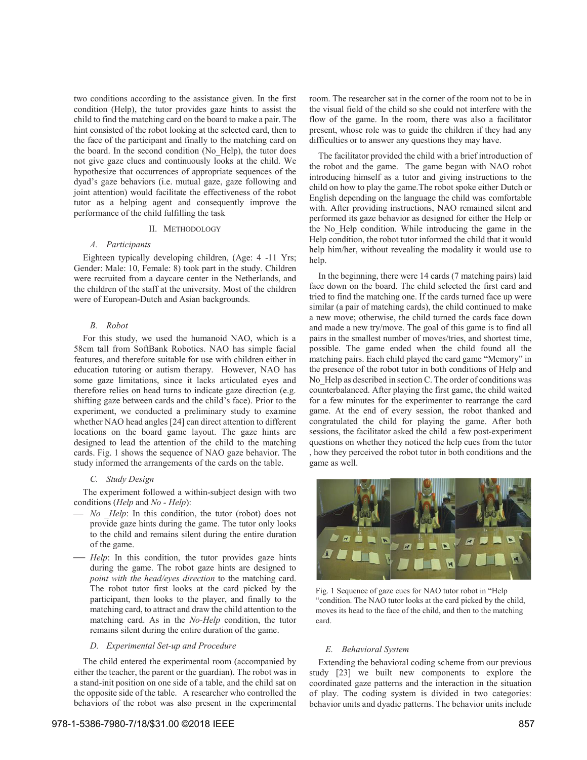two conditions according to the assistance given. In the first condition (Help), the tutor provides gaze hints to assist the child to find the matching card on the board to make a pair. The hint consisted of the robot looking at the selected card, then to the face of the participant and finally to the matching card on the board. In the second condition (No_Help), the tutor does not give gaze clues and continuously looks at the child. We hypothesize that occurrences of appropriate sequences of the dyad's gaze behaviors (i.e. mutual gaze, gaze following and joint attention) would facilitate the effectiveness of the robot tutor as a helping agent and consequently improve the performance of the child fulfilling the task

## II. METHODOLOGY

### *A. Participants*

Eighteen typically developing children, (Age: 4 -11 Yrs; Gender: Male: 10, Female: 8) took part in the study. Children were recruited from a daycare center in the Netherlands, and the children of the staff at the university. Most of the children were of European-Dutch and Asian backgrounds.

### *B. Robot*

For this study, we used the humanoid NAO, which is a 58cm tall from SoftBank Robotics. NAO has simple facial features, and therefore suitable for use with children either in education tutoring or autism therapy. However, NAO has some gaze limitations, since it lacks articulated eyes and therefore relies on head turns to indicate gaze direction (e.g. shifting gaze between cards and the child's face). Prior to the experiment, we conducted a preliminary study to examine whether NAO head angles [24] can direct attention to different locations on the board game layout. The gaze hints are designed to lead the attention of the child to the matching cards. Fig. 1 shows the sequence of NAO gaze behavior. The study informed the arrangements of the cards on the table.

### *C. Study Design*

The experiment followed a within-subject design with two conditions (*Help* and *No - Help*):

- *No _Help*: In this condition, the tutor (robot) does not provide gaze hints during the game. The tutor only looks to the child and remains silent during the entire duration of the game.
- *Help*: In this condition, the tutor provides gaze hints during the game. The robot gaze hints are designed to *point with the head/eyes direction* to the matching card. The robot tutor first looks at the card picked by the participant, then looks to the player, and finally to the matching card, to attract and draw the child attention to the matching card. As in the *No-Help* condition, the tutor remains silent during the entire duration of the game.

### *D. Experimental Set-up and Procedure*

The child entered the experimental room (accompanied by either the teacher, the parent or the guardian). The robot was in a stand-init position on one side of a table, and the child sat on the opposite side of the table. A researcher who controlled the behaviors of the robot was also present in the experimental room. The researcher sat in the corner of the room not to be in the visual field of the child so she could not interfere with the flow of the game. In the room, there was also a facilitator present, whose role was to guide the children if they had any difficulties or to answer any questions they may have.

The facilitator provided the child with a brief introduction of the robot and the game. The game began with NAO robot introducing himself as a tutor and giving instructions to the child on how to play the game.The robot spoke either Dutch or English depending on the language the child was comfortable with. After providing instructions, NAO remained silent and performed its gaze behavior as designed for either the Help or the No_Help condition. While introducing the game in the Help condition, the robot tutor informed the child that it would help him/her, without revealing the modality it would use to help.

In the beginning, there were 14 cards (7 matching pairs) laid face down on the board. The child selected the first card and tried to find the matching one. If the cards turned face up were similar (a pair of matching cards), the child continued to make a new move; otherwise, the child turned the cards face down and made a new try/move. The goal of this game is to find all pairs in the smallest number of moves/tries, and shortest time, possible. The game ended when the child found all the matching pairs. Each child played the card game "Memory" in the presence of the robot tutor in both conditions of Help and No_Help as described in section C. The order of conditions was counterbalanced. After playing the first game, the child waited for a few minutes for the experimenter to rearrange the card game. At the end of every session, the robot thanked and congratulated the child for playing the game. After both sessions, the facilitator asked the child a few post-experiment questions on whether they noticed the help cues from the tutor , how they perceived the robot tutor in both conditions and the game as well.

Fig. 1 Sequence of gaze cues for NAO tutor robot in "Help "condition. The NAO tutor looks at the card picked by the child, moves its head to the face of the child, and then to the matching card.

### *E. Behavioral System*

Extending the behavioral coding scheme from our previous study [23] we built new components to explore the coordinated gaze patterns and the interaction in the situation of play. The coding system is divided in two categories: behavior units and dyadic patterns. The behavior units include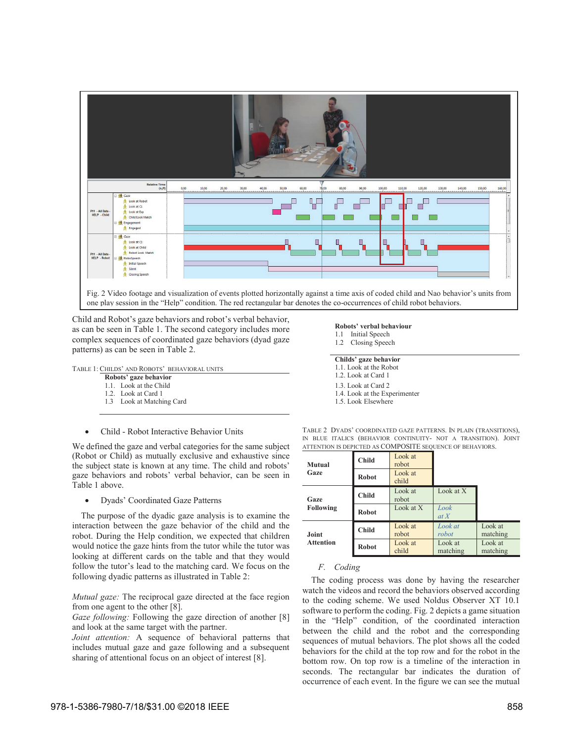Fig. 2 Video footage and visualization of events plotted horizontally against a time axis of coded child and Nao behavior's units from one play session in the "Help" condition. The red rectangular bar denotes the co-occurrences of child robot behaviors.

Child and Robot's gaze behaviors and robot's verbal behavior, as can be seen in Table 1. The second category includes more complex sequences of coordinated gaze behaviors (dyad gaze patterns) as can be seen in Table 2.

TABLE 1: CHILDS' AND ROBOTS' BEHAVIORAL UNITS

**Robots' gaze behavior**
1.1. Look at the Child
1.2. Look at Card 1
1.3 Look at Matching Card

**Robots' verbal behaviour**
1.1 Initial Speech
1.2 Closing Speech

**Childs' gaze behavior**
1.1. Look at the Robot
1.2. Look at Card 1
1.3. Look at Card 2
1.4. Look at the Experimenter
1.5. Look Elsewhere

- Child - Robot Interactive Behavior Units

We defined the gaze and verbal categories for the same subject (Robot or Child) as mutually exclusive and exhaustive since the subject state is known at any time. The child and robots' gaze behaviors and robots' verbal behavior, can be seen in Table 1 above.

- Dyads' Coordinated Gaze Patterns

The purpose of the dyadic gaze analysis is to examine the interaction between the gaze behavior of the child and the robot. During the Help condition, we expected that children would notice the gaze hints from the tutor while the tutor was looking at different cards on the table and that they would follow the tutor's lead to the matching card. We focus on the following dyadic patterns as illustrated in Table 2:

*Mutual gaze:* The reciprocal gaze directed at the face region from one agent to the other [8].
*Gaze following:* Following the gaze direction of another [8] and look at the same target with the partner.
*Joint attention:* A sequence of behavioral patterns that includes mutual gaze and gaze following and a subsequent sharing of attentional focus on an object of interest [8].

TABLE 2 DYADS' COORDINATED GAZE PATTERNS. IN PLAIN (TRANSITIONS), IN BLUE ITALICS (BEHAVIOR CONTINUITY- NOT A TRANSITION). JOINT ATTENTION IS DEPICTED AS COMPOSITE SEQUENCE OF BEHAVIORS.

| | | | | |
|---|---|---|---|---|
| **Mutual Gaze** | **Child** | Look at robot | | |
| | **Robot** | Look at child | | |
| **Gaze Following** | **Child** | Look at robot | Look at X | |
| | **Robot** | Look at X | *Look at X* | |
| **Joint Attention** | **Child** | Look at robot | *Look at robot* | Look at matching |
| | **Robot** | Look at child | Look at matching | Look at matching |

### F. Coding

The coding process was done by having the researcher watch the videos and record the behaviors observed according to the coding scheme. We used Noldus Observer XT 10.1 software to perform the coding. Fig. 2 depicts a game situation in the "Help" condition, of the coordinated interaction between the child and the robot and the corresponding sequences of mutual behaviors. The plot shows all the coded behaviors for the child at the top row and for the robot in the bottom row. On top row is a timeline of the interaction in seconds. The rectangular bar indicates the duration of occurrence of each event. In the figure we can see the mutual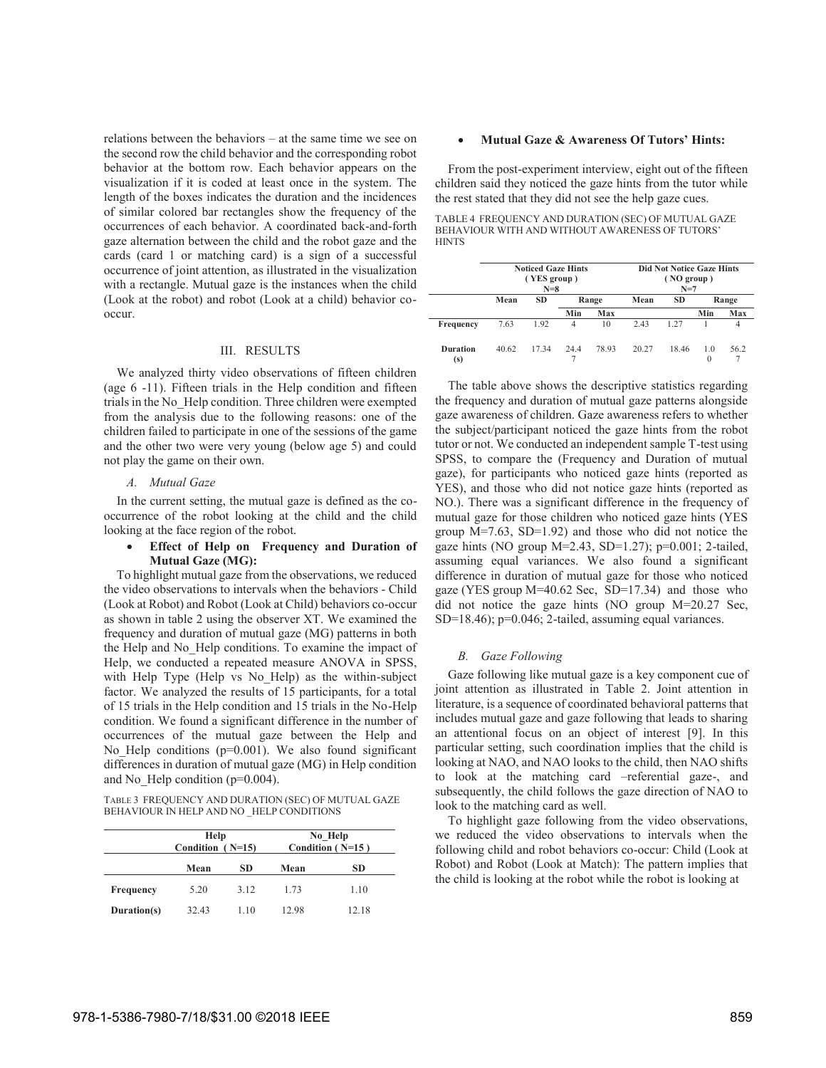relations between the behaviors – at the same time we see on the second row the child behavior and the corresponding robot behavior at the bottom row. Each behavior appears on the visualization if it is coded at least once in the system. The length of the boxes indicates the duration and the incidences of similar colored bar rectangles show the frequency of the occurrences of each behavior. A coordinated back-and-forth gaze alternation between the child and the robot gaze and the cards (card 1 or matching card) is a sign of a successful occurrence of joint attention, as illustrated in the visualization with a rectangle. Mutual gaze is the instances when the child (Look at the robot) and robot (Look at a child) behavior co-occur.

## III. RESULTS

We analyzed thirty video observations of fifteen children (age 6 -11). Fifteen trials in the Help condition and fifteen trials in the No_Help condition. Three children were exempted from the analysis due to the following reasons: one of the children failed to participate in one of the sessions of the game and the other two were very young (below age 5) and could not play the game on their own.

### *A. Mutual Gaze*

In the current setting, the mutual gaze is defined as the co-occurrence of the robot looking at the child and the child looking at the face region of the robot.

- **Effect of Help on Frequency and Duration of Mutual Gaze (MG):**

To highlight mutual gaze from the observations, we reduced the video observations to intervals when the behaviors - Child (Look at Robot) and Robot (Look at Child) behaviors co-occur as shown in table 2 using the observer XT. We examined the frequency and duration of mutual gaze (MG) patterns in both the Help and No_Help conditions. To examine the impact of Help, we conducted a repeated measure ANOVA in SPSS, with Help Type (Help vs No_Help) as the within-subject factor. We analyzed the results of 15 participants, for a total of 15 trials in the Help condition and 15 trials in the No-Help condition. We found a significant difference in the number of occurrences of the mutual gaze between the Help and No_Help conditions (p=0.001). We also found significant differences in duration of mutual gaze (MG) in Help condition and No_Help condition (p=0.004).

TABLE 3 FREQUENCY AND DURATION (SEC) OF MUTUAL GAZE BEHAVIOUR IN HELP AND NO _HELP CONDITIONS

| | Help Condition ( N=15) | | No_Help Condition ( N=15 ) | |
|---|---|---|---|---|
| | **Mean** | **SD** | **Mean** | **SD** |
| **Frequency** | 5.20 | 3.12 | 1.73 | 1.10 |
| **Duration(s)** | 32.43 | 1.10 | 12.98 | 12.18 |

- **Mutual Gaze & Awareness Of Tutors' Hints:**

From the post-experiment interview, eight out of the fifteen children said they noticed the gaze hints from the tutor while the rest stated that they did not see the help gaze cues.

TABLE 4 FREQUENCY AND DURATION (SEC) OF MUTUAL GAZE BEHAVIOUR WITH AND WITHOUT AWARENESS OF TUTORS' HINTS

| | Noticed Gaze Hints ( YES group ) N=8 | | | | Did Not Notice Gaze Hints ( NO group ) N=7 | | | |
|---|---|---|---|---|---|---|---|---|
| | **Mean** | **SD** | **Range** | | **Mean** | **SD** | **Range** | |
| | | | **Min** | **Max** | | | **Min** | **Max** |
| **Frequency** | 7.63 | 1.92 | 4 | 10 | 2.43 | 1.27 | 1 | 4 |
| **Duration (s)** | 40.62 | 17.34 | 24.47 | 78.93 | 20.27 | 18.46 | 1.00 | 56.27 |

The table above shows the descriptive statistics regarding the frequency and duration of mutual gaze patterns alongside gaze awareness of children. Gaze awareness refers to whether the subject/participant noticed the gaze hints from the robot tutor or not. We conducted an independent sample T-test using SPSS, to compare the (Frequency and Duration of mutual gaze), for participants who noticed gaze hints (reported as YES), and those who did not notice gaze hints (reported as NO.). There was a significant difference in the frequency of mutual gaze for those children who noticed gaze hints (YES group M=7.63, SD=1.92) and those who did not notice the gaze hints (NO group M=2.43, SD=1.27); p=0.001; 2-tailed, assuming equal variances. We also found a significant difference in duration of mutual gaze for those who noticed gaze (YES group M=40.62 Sec, SD=17.34) and those who did not notice the gaze hints (NO group M=20.27 Sec, SD=18.46); p=0.046; 2-tailed, assuming equal variances.

### *B. Gaze Following*

Gaze following like mutual gaze is a key component cue of joint attention as illustrated in Table 2. Joint attention in literature, is a sequence of coordinated behavioral patterns that includes mutual gaze and gaze following that leads to sharing an attentional focus on an object of interest [9]. In this particular setting, such coordination implies that the child is looking at NAO, and NAO looks to the child, then NAO shifts to look at the matching card –referential gaze-, and subsequently, the child follows the gaze direction of NAO to look to the matching card as well.

To highlight gaze following from the video observations, we reduced the video observations to intervals when the following child and robot behaviors co-occur: Child (Look at Robot) and Robot (Look at Match): The pattern implies that the child is looking at the robot while the robot is looking at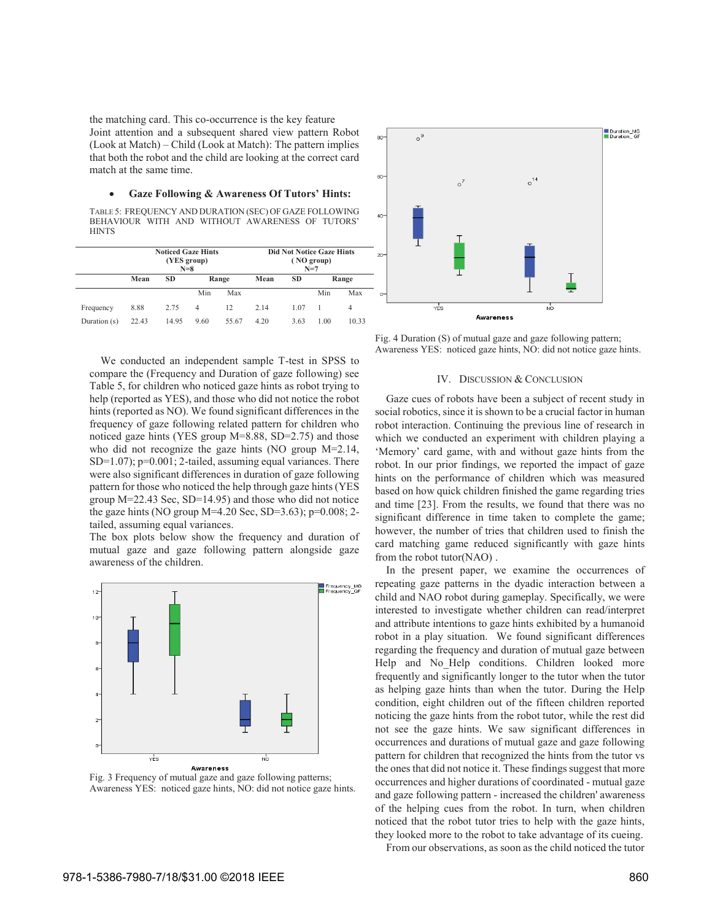the matching card. This co-occurrence is the key feature Joint attention and a subsequent shared view pattern Robot (Look at Match) – Child (Look at Match): The pattern implies that both the robot and the child are looking at the correct card match at the same time.

- **Gaze Following & Awareness Of Tutors' Hints:**

TABLE 5: FREQUENCY AND DURATION (SEC) OF GAZE FOLLOWING BEHAVIOUR WITH AND WITHOUT AWARENESS OF TUTORS' HINTS

| | Noticed Gaze Hints (YES group) N=8 | | | | Did Not Notice Gaze Hints ( NO group) N=7 | | | |
|---|---|---|---|---|---|---|---|---|
| | Mean | SD | Range | | Mean | SD | Range | |
| | | | Min | Max | | | Min | Max |
| Frequency | 8.88 | 2.75 | 4 | 12 | 2.14 | 1.07 | 1 | 4 |
| Duration (s) | 22.43 | 14.95 | 9.60 | 55.67 | 4.20 | 3.63 | 1.00 | 10.33 |

We conducted an independent sample T-test in SPSS to compare the (Frequency and Duration of gaze following) see Table 5, for children who noticed gaze hints as robot trying to help (reported as YES), and those who did not notice the robot hints (reported as NO). We found significant differences in the frequency of gaze following related pattern for children who noticed gaze hints (YES group M=8.88, SD=2.75) and those who did not recognize the gaze hints (NO group M=2.14, SD=1.07); p=0.001; 2-tailed, assuming equal variances. There were also significant differences in duration of gaze following pattern for those who noticed the help through gaze hints (YES group M=22.43 Sec, SD=14.95) and those who did not notice the gaze hints (NO group M=4.20 Sec, SD=3.63); p=0.008; 2-tailed, assuming equal variances.

The box plots below show the frequency and duration of mutual gaze and gaze following pattern alongside gaze awareness of the children.

Fig. 3 Frequency of mutual gaze and gaze following patterns; Awareness YES: noticed gaze hints, NO: did not notice gaze hints.

Fig. 4 Duration (S) of mutual gaze and gaze following pattern; Awareness YES: noticed gaze hints, NO: did not notice gaze hints.

## IV. DISCUSSION & CONCLUSION

Gaze cues of robots have been a subject of recent study in social robotics, since it is shown to be a crucial factor in human robot interaction. Continuing the previous line of research in which we conducted an experiment with children playing a 'Memory' card game, with and without gaze hints from the robot. In our prior findings, we reported the impact of gaze hints on the performance of children which was measured based on how quick children finished the game regarding tries and time [23]. From the results, we found that there was no significant difference in time taken to complete the game; however, the number of tries that children used to finish the card matching game reduced significantly with gaze hints from the robot tutor(NAO) .

In the present paper, we examine the occurrences of repeating gaze patterns in the dyadic interaction between a child and NAO robot during gameplay. Specifically, we were interested to investigate whether children can read/interpret and attribute intentions to gaze hints exhibited by a humanoid robot in a play situation. We found significant differences regarding the frequency and duration of mutual gaze between Help and No_Help conditions. Children looked more frequently and significantly longer to the tutor when the tutor as helping gaze hints than when the tutor. During the Help condition, eight children out of the fifteen children reported noticing the gaze hints from the robot tutor, while the rest did not see the gaze hints. We saw significant differences in occurrences and durations of mutual gaze and gaze following pattern for children that recognized the hints from the tutor vs the ones that did not notice it. These findings suggest that more occurrences and higher durations of coordinated - mutual gaze and gaze following pattern - increased the children' awareness of the helping cues from the robot. In turn, when children noticed that the robot tutor tries to help with the gaze hints, they looked more to the robot to take advantage of its cueing.

From our observations, as soon as the child noticed the tutor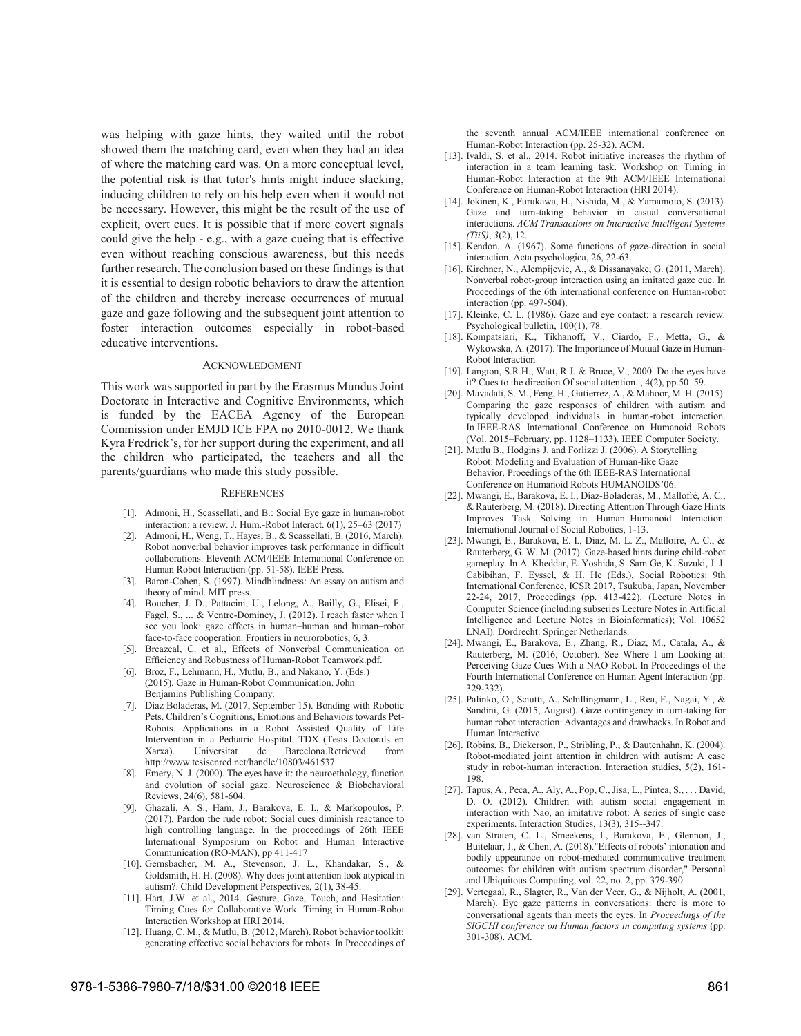was helping with gaze hints, they waited until the robot showed them the matching card, even when they had an idea of where the matching card was. On a more conceptual level, the potential risk is that tutor's hints might induce slacking, inducing children to rely on his help even when it would not be necessary. However, this might be the result of the use of explicit, overt cues. It is possible that if more covert signals could give the help - e.g., with a gaze cueing that is effective even without reaching conscious awareness, but this needs further research. The conclusion based on these findings is that it is essential to design robotic behaviors to draw the attention of the children and thereby increase occurrences of mutual gaze and gaze following and the subsequent joint attention to foster interaction outcomes especially in robot-based educative interventions.

## ACKNOWLEDGMENT

This work was supported in part by the Erasmus Mundus Joint Doctorate in Interactive and Cognitive Environments, which is funded by the EACEA Agency of the European Commission under EMJD ICE FPA no 2010-0012. We thank Kyra Fredrick's, for her support during the experiment, and all the children who participated, the teachers and all the parents/guardians who made this study possible.

## REFERENCES

[1]. Admoni, H., Scassellati, and B.: Social Eye gaze in human-robot interaction: a review. J. Hum.-Robot Interact. 6(1), 25–63 (2017)

[2]. Admoni, H., Weng, T., Hayes, B., & Scassellati, B. (2016, March). Robot nonverbal behavior improves task performance in difficult collaborations. Eleventh ACM/IEEE International Conference on Human Robot Interaction (pp. 51-58). IEEE Press.

[3]. Baron-Cohen, S. (1997). Mindblindness: An essay on autism and theory of mind. MIT press.

[4]. Boucher, J. D., Pattacini, U., Lelong, A., Bailly, G., Elisei, F., Fagel, S., ... & Ventre-Dominey, J. (2012). I reach faster when I see you look: gaze effects in human–human and human–robot face-to-face cooperation. Frontiers in neurorobotics, 6, 3.

[5]. Breazeal, C. et al., Effects of Nonverbal Communication on Efficiency and Robustness of Human-Robot Teamwork.pdf.

[6]. Broz, F., Lehmann, H., Mutlu, B., and Nakano, Y. (Eds.) (2015). Gaze in Human-Robot Communication. John Benjamins Publishing Company.

[7]. Díaz Boladeras, M. (2017, September 15). Bonding with Robotic Pets. Children's Cognitions, Emotions and Behaviors towards Pet-Robots. Applications in a Robot Assisted Quality of Life Intervention in a Pediatric Hospital. TDX (Tesis Doctorals en Xarxa). Universitat de Barcelona.Retrieved from http://www.tesisenred.net/handle/10803/461537

[8]. Emery, N. J. (2000). The eyes have it: the neuroethology, function and evolution of social gaze. Neuroscience & Biobehavioral Reviews, 24(6), 581-604.

[9]. Ghazali, A. S., Ham, J., Barakova, E. I., & Markopoulos, P. (2017). Pardon the rude robot: Social cues diminish reactance to high controlling language. In the proceedings of 26th IEEE International Symposium on Robot and Human Interactive Communication (RO-MAN), pp 411-417

[10]. Gernsbacher, M. A., Stevenson, J. L., Khandakar, S., & Goldsmith, H. H. (2008). Why does joint attention look atypical in autism?. Child Development Perspectives, 2(1), 38-45.

[11]. Hart, J.W. et al., 2014. Gesture, Gaze, Touch, and Hesitation: Timing Cues for Collaborative Work. Timing in Human-Robot Interaction Workshop at HRI 2014.

[12]. Huang, C. M., & Mutlu, B. (2012, March). Robot behavior toolkit: generating effective social behaviors for robots. In Proceedings of the seventh annual ACM/IEEE international conference on Human-Robot Interaction (pp. 25-32). ACM.

[13]. Ivaldi, S. et al., 2014. Robot initiative increases the rhythm of interaction in a team learning task. Workshop on Timing in Human-Robot Interaction at the 9th ACM/IEEE International Conference on Human-Robot Interaction (HRI 2014).

[14]. Jokinen, K., Furukawa, H., Nishida, M., & Yamamoto, S. (2013). Gaze and turn-taking behavior in casual conversational interactions. *ACM Transactions on Interactive Intelligent Systems (TiiS)*, *3*(2), 12.

[15]. Kendon, A. (1967). Some functions of gaze-direction in social interaction. Acta psychologica, 26, 22-63.

[16]. Kirchner, N., Alempijevic, A., & Dissanayake, G. (2011, March). Nonverbal robot-group interaction using an imitated gaze cue. In Proceedings of the 6th international conference on Human-robot interaction (pp. 497-504).

[17]. Kleinke, C. L. (1986). Gaze and eye contact: a research review. Psychological bulletin, 100(1), 78.

[18]. Kompatsiari, K., Tikhanoff, V., Ciardo, F., Metta, G., & Wykowska, A. (2017). The Importance of Mutual Gaze in Human-Robot Interaction

[19]. Langton, S.R.H., Watt, R.J. & Bruce, V., 2000. Do the eyes have it? Cues to the direction Of social attention. , 4(2), pp.50–59.

[20]. Mavadati, S. M., Feng, H., Gutierrez, A., & Mahoor, M. H. (2015). Comparing the gaze responses of children with autism and typically developed individuals in human-robot interaction. In IEEE-RAS International Conference on Humanoid Robots (Vol. 2015–February, pp. 1128–1133). IEEE Computer Society.

[21]. Mutlu B., Hodgins J. and Forlizzi J. (2006). A Storytelling Robot: Modeling and Evaluation of Human-like Gaze Behavior. Proedings of the 6th IEEE-RAS International Conference on Humanoid Robots HUMANOIDS'06.

[22]. Mwangi, E., Barakova, E. I., Díaz-Boladeras, M., Mallofré, A. C., & Rauterberg, M. (2018). Directing Attention Through Gaze Hints Improves Task Solving in Human–Humanoid Interaction. International Journal of Social Robotics, 1-13.

[23]. Mwangi, E., Barakova, E. I, Diaz, M. L. Z., Mallofre, A. C., & Rauterberg, G. W. M. (2017). Gaze-based hints during child-robot gameplay. In A. Kheddar, E. Yoshida, S. Sam Ge, K. Suzuki, J. J. Cabibihan, F. Eyssel, & H. He (Eds.), Social Robotics: 9th International Conference, ICSR 2017, Tsukuba, Japan, November 22-24, 2017, Proceedings (pp. 413-422). (Lecture Notes in Computer Science (including subseries Lecture Notes in Artificial Intelligence and Lecture Notes in Bioinformatics); Vol. 10652 LNAI). Dordrecht: Springer Netherlands.

[24]. Mwangi, E., Barakova, E., Zhang, R., Diaz, M., Catala, A., & Rauterberg, M. (2016, October). See Where I am Looking at: Perceiving Gaze Cues With a NAO Robot. In Proceedings of the Fourth International Conference on Human Agent Interaction (pp. 329-332).

[25]. Palinko, O., Sciutti, A., Schillingmann, L., Rea, F., Nagai, Y., & Sandini, G. (2015, August). Gaze contingency in turn-taking for human robot interaction: Advantages and drawbacks. In Robot and Human Interactive

[26]. Robins, B., Dickerson, P., Stribling, P., & Dautenhahn, K. (2004). Robot-mediated joint attention in children with autism: A case study in robot-human interaction. Interaction studies, 5(2), 161-198.

[27]. Tapus, A., Peca, A., Aly, A., Pop, C., Jisa, L., Pintea, S., . . . David, D. O. (2012). Children with autism social engagement in interaction with Nao, an imitative robot: A series of single case experiments. Interaction Studies, 13(3), 315--347.

[28]. van Straten, C. L., Smeekens, I., Barakova, E., Glennon, J., Buitelaar, J., & Chen, A. (2018)."Effects of robots' intonation and bodily appearance on robot-mediated communicative treatment outcomes for children with autism spectrum disorder," Personal and Ubiquitous Computing, vol. 22, no. 2, pp. 379-390.

[29]. Vertegaal, R., Slagter, R., Van der Veer, G., & Nijholt, A. (2001, March). Eye gaze patterns in conversations: there is more to conversational agents than meets the eyes. In *Proceedings of the SIGCHI conference on Human factors in computing systems* (pp. 301-308). ACM.